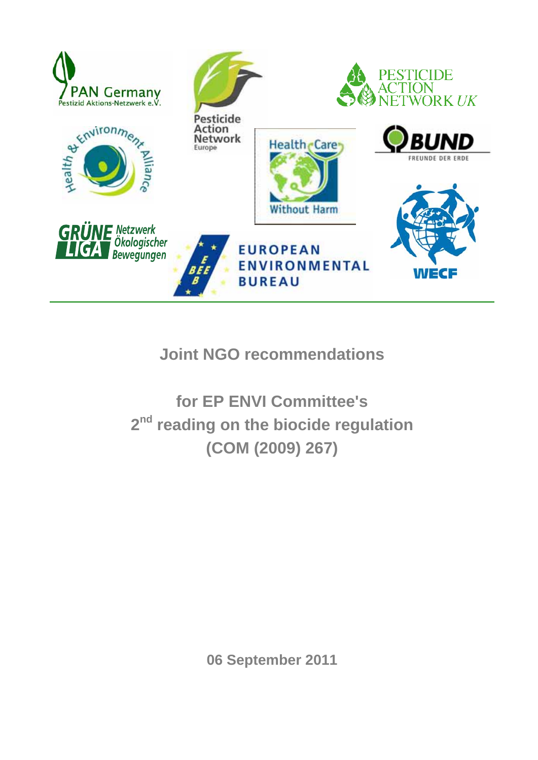# Joint NGO recommendations

## for EP ENVI Committee's 2nd reading on the biocide regulation (COM (2009) 267)

06 September 2011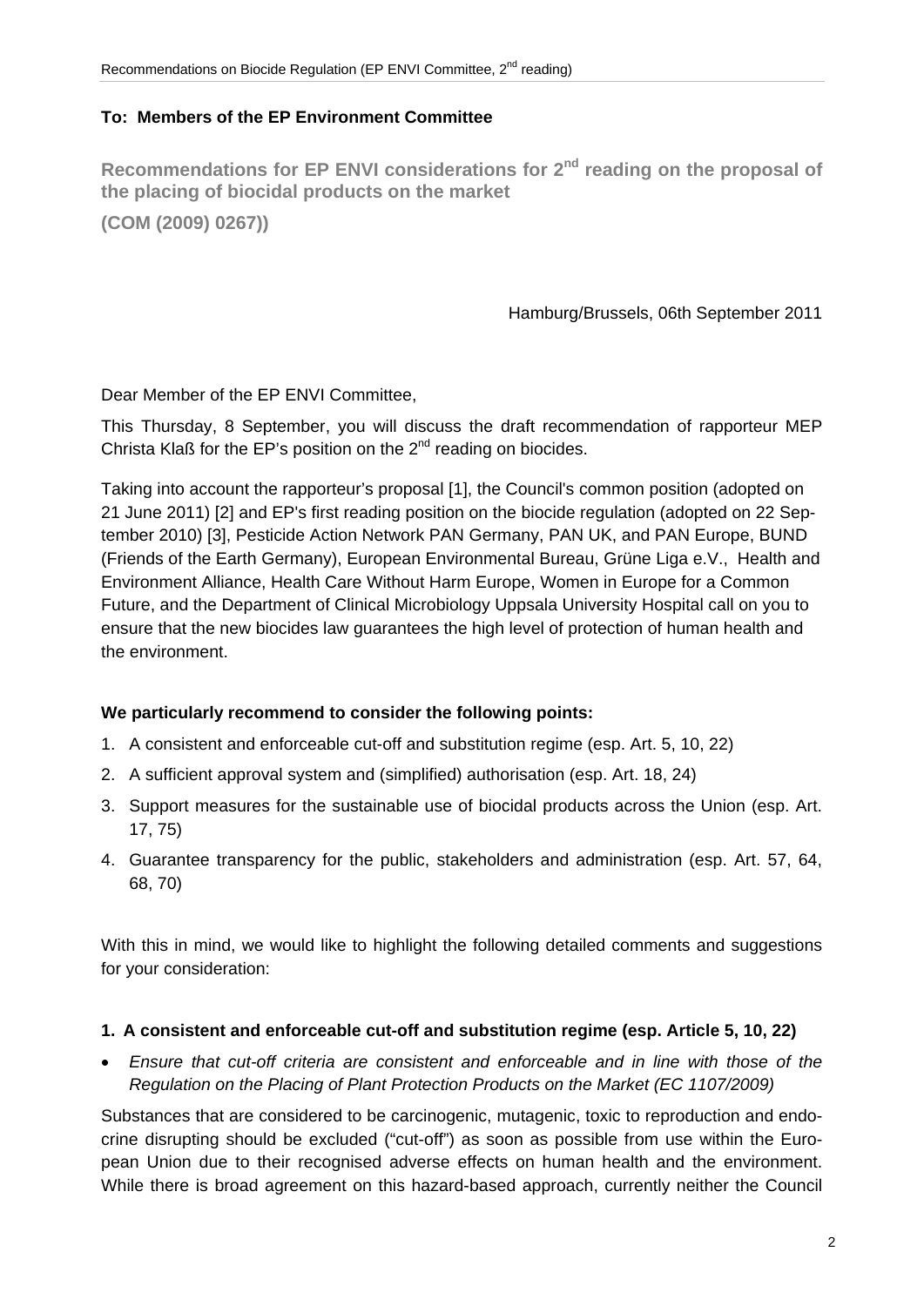**To: Members of the EP Environment Committee**

## Recommendations for EP ENVI considerations for 2nd reading on the proposal of the placing of biocidal products on the market

**(COM (2009) 0267))**

Hamburg/Brussels, 06th September 2011

Dear Member of the EP ENVI Committee,

This Thursday, 8 September, you will discuss the draft recommendation of rapporteur MEP Christa Klaß for the EP's position on the 2nd reading on biocides.

Taking into account the rapporteur's proposal [1], the Council's common position (adopted on 21 June 2011) [2] and EP's first reading position on the biocide regulation (adopted on 22 September 2010) [3], Pesticide Action Network PAN Germany, PAN UK, and PAN Europe, BUND (Friends of the Earth Germany), European Environmental Bureau, Grüne Liga e.V., Health and Environment Alliance, Health Care Without Harm Europe, Women in Europe for a Common Future, and the Department of Clinical Microbiology Uppsala University Hospital call on you to ensure that the new biocides law guarantees the high level of protection of human health and the environment.

**We particularly recommend to consider the following points:**

1. A consistent and enforceable cut-off and substitution regime (esp. Art. 5, 10, 22)
2. A sufficient approval system and (simplified) authorisation (esp. Art. 18, 24)
3. Support measures for the sustainable use of biocidal products across the Union (esp. Art. 17, 75)
4. Guarantee transparency for the public, stakeholders and administration (esp. Art. 57, 64, 68, 70)

With this in mind, we would like to highlight the following detailed comments and suggestions for your consideration:

### 1. A consistent and enforceable cut-off and substitution regime (esp. Article 5, 10, 22)

- *Ensure that cut-off criteria are consistent and enforceable and in line with those of the Regulation on the Placing of Plant Protection Products on the Market (EC 1107/2009)*

Substances that are considered to be carcinogenic, mutagenic, toxic to reproduction and endocrine disrupting should be excluded ("cut-off") as soon as possible from use within the European Union due to their recognised adverse effects on human health and the environment. While there is broad agreement on this hazard-based approach, currently neither the Council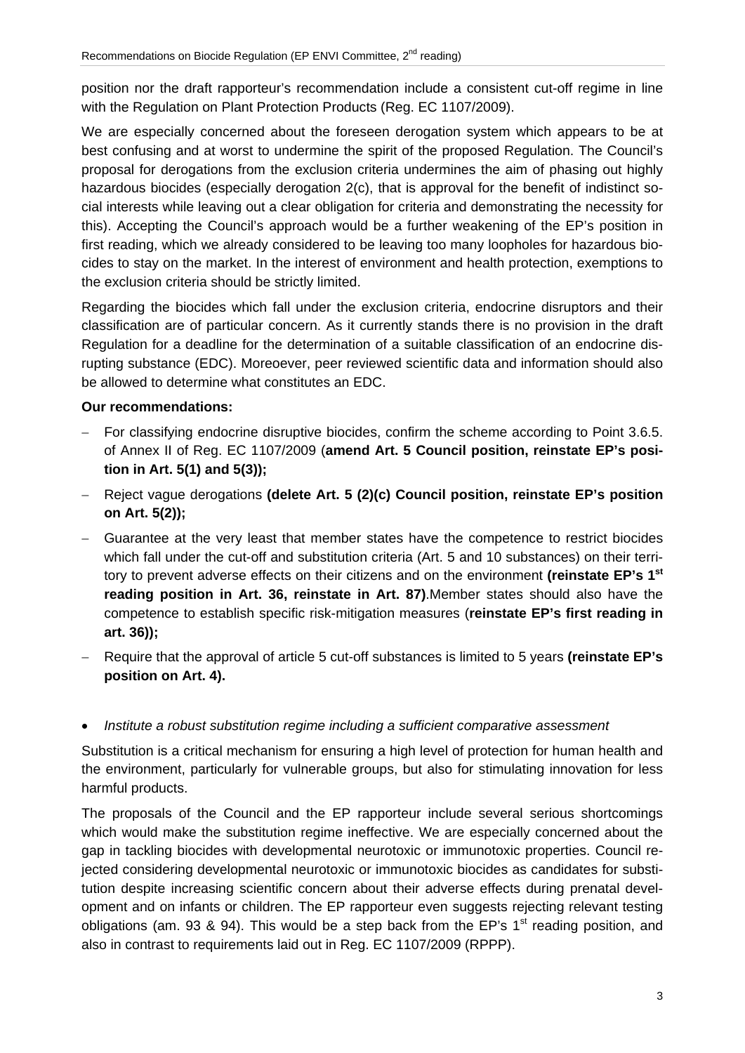position nor the draft rapporteur's recommendation include a consistent cut-off regime in line with the Regulation on Plant Protection Products (Reg. EC 1107/2009).

We are especially concerned about the foreseen derogation system which appears to be at best confusing and at worst to undermine the spirit of the proposed Regulation. The Council's proposal for derogations from the exclusion criteria undermines the aim of phasing out highly hazardous biocides (especially derogation 2(c), that is approval for the benefit of indistinct social interests while leaving out a clear obligation for criteria and demonstrating the necessity for this). Accepting the Council's approach would be a further weakening of the EP's position in first reading, which we already considered to be leaving too many loopholes for hazardous biocides to stay on the market. In the interest of environment and health protection, exemptions to the exclusion criteria should be strictly limited.

Regarding the biocides which fall under the exclusion criteria, endocrine disruptors and their classification are of particular concern. As it currently stands there is no provision in the draft Regulation for a deadline for the determination of a suitable classification of an endocrine disrupting substance (EDC). Moreoever, peer reviewed scientific data and information should also be allowed to determine what constitutes an EDC.

**Our recommendations:**

- For classifying endocrine disruptive biocides, confirm the scheme according to Point 3.6.5. of Annex II of Reg. EC 1107/2009 (**amend Art. 5 Council position, reinstate EP's position in Art. 5(1) and 5(3));**
- Reject vague derogations **(delete Art. 5 (2)(c) Council position, reinstate EP's position on Art. 5(2));**
- Guarantee at the very least that member states have the competence to restrict biocides which fall under the cut-off and substitution criteria (Art. 5 and 10 substances) on their territory to prevent adverse effects on their citizens and on the environment **(reinstate EP's 1st reading position in Art. 36, reinstate in Art. 87)**.Member states should also have the competence to establish specific risk-mitigation measures (**reinstate EP's first reading in art. 36));**
- Require that the approval of article 5 cut-off substances is limited to 5 years **(reinstate EP's position on Art. 4).**

- *Institute a robust substitution regime including a sufficient comparative assessment*

Substitution is a critical mechanism for ensuring a high level of protection for human health and the environment, particularly for vulnerable groups, but also for stimulating innovation for less harmful products.

The proposals of the Council and the EP rapporteur include several serious shortcomings which would make the substitution regime ineffective. We are especially concerned about the gap in tackling biocides with developmental neurotoxic or immunotoxic properties. Council rejected considering developmental neurotoxic or immunotoxic biocides as candidates for substitution despite increasing scientific concern about their adverse effects during prenatal development and on infants or children. The EP rapporteur even suggests rejecting relevant testing obligations (am. 93 & 94). This would be a step back from the EP's 1st reading position, and also in contrast to requirements laid out in Reg. EC 1107/2009 (RPPP).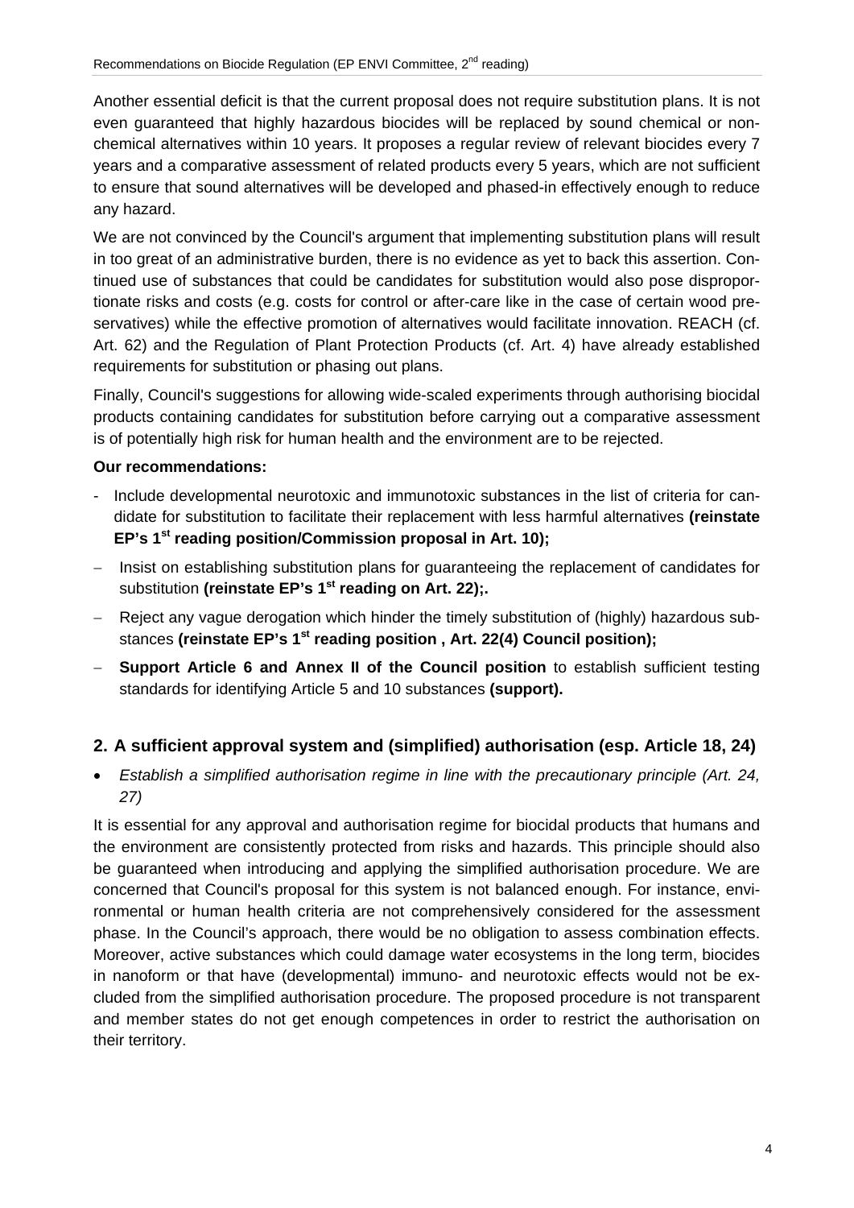Another essential deficit is that the current proposal does not require substitution plans. It is not even guaranteed that highly hazardous biocides will be replaced by sound chemical or non-chemical alternatives within 10 years. It proposes a regular review of relevant biocides every 7 years and a comparative assessment of related products every 5 years, which are not sufficient to ensure that sound alternatives will be developed and phased-in effectively enough to reduce any hazard.

We are not convinced by the Council's argument that implementing substitution plans will result in too great of an administrative burden, there is no evidence as yet to back this assertion. Continued use of substances that could be candidates for substitution would also pose disproportionate risks and costs (e.g. costs for control or after-care like in the case of certain wood preservatives) while the effective promotion of alternatives would facilitate innovation. REACH (cf. Art. 62) and the Regulation of Plant Protection Products (cf. Art. 4) have already established requirements for substitution or phasing out plans.

Finally, Council's suggestions for allowing wide-scaled experiments through authorising biocidal products containing candidates for substitution before carrying out a comparative assessment is of potentially high risk for human health and the environment are to be rejected.

**Our recommendations:**

- Include developmental neurotoxic and immunotoxic substances in the list of criteria for candidate for substitution to facilitate their replacement with less harmful alternatives **(reinstate EP's 1st reading position/Commission proposal in Art. 10);**
- Insist on establishing substitution plans for guaranteeing the replacement of candidates for substitution **(reinstate EP's 1st reading on Art. 22);.**
- Reject any vague derogation which hinder the timely substitution of (highly) hazardous substances **(reinstate EP's 1st reading position , Art. 22(4) Council position);**
- **Support Article 6 and Annex II of the Council position** to establish sufficient testing standards for identifying Article 5 and 10 substances **(support).**

## 2. A sufficient approval system and (simplified) authorisation (esp. Article 18, 24)

- *Establish a simplified authorisation regime in line with the precautionary principle (Art. 24, 27)*

It is essential for any approval and authorisation regime for biocidal products that humans and the environment are consistently protected from risks and hazards. This principle should also be guaranteed when introducing and applying the simplified authorisation procedure. We are concerned that Council's proposal for this system is not balanced enough. For instance, environmental or human health criteria are not comprehensively considered for the assessment phase. In the Council's approach, there would be no obligation to assess combination effects. Moreover, active substances which could damage water ecosystems in the long term, biocides in nanoform or that have (developmental) immuno- and neurotoxic effects would not be excluded from the simplified authorisation procedure. The proposed procedure is not transparent and member states do not get enough competences in order to restrict the authorisation on their territory.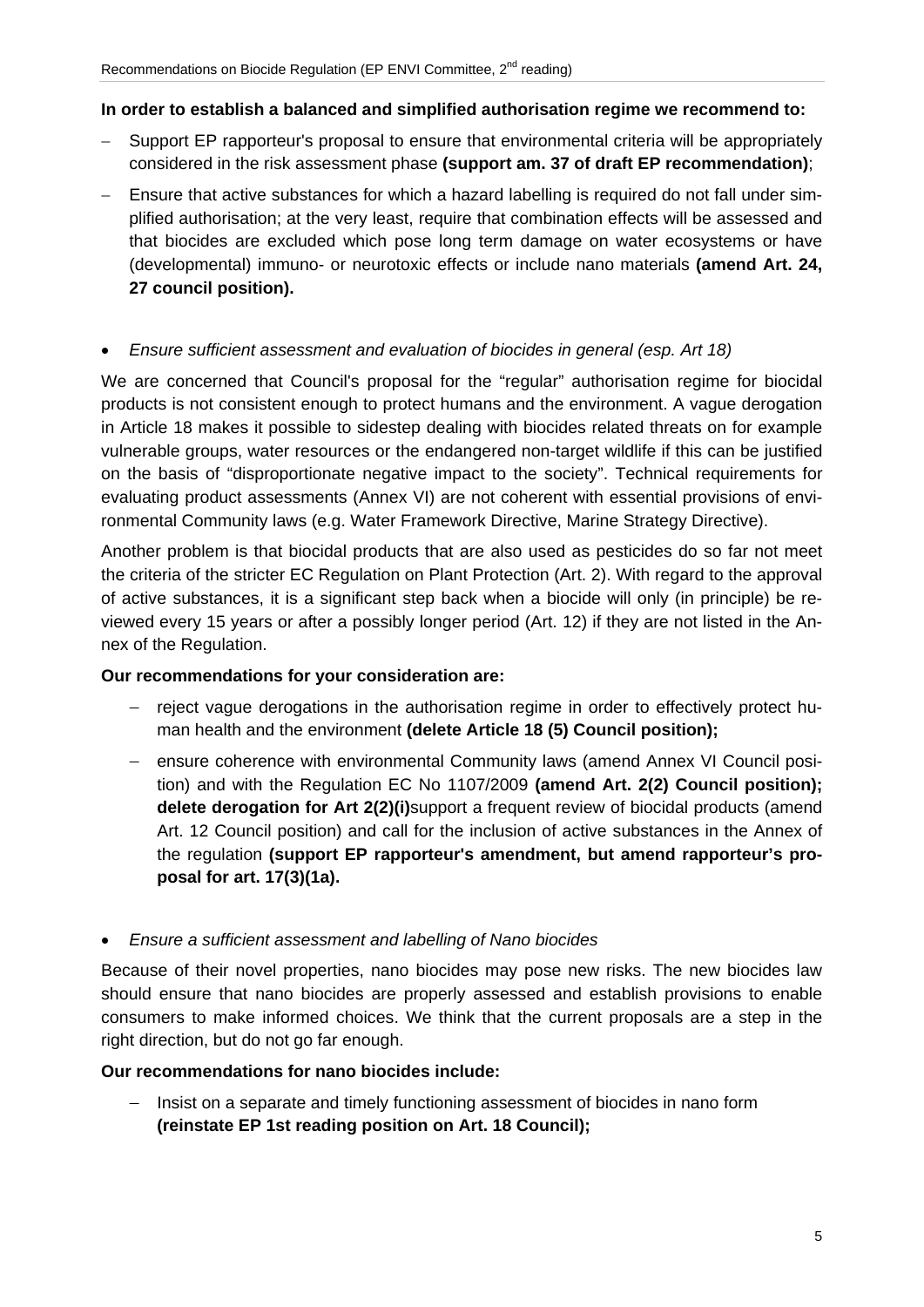**In order to establish a balanced and simplified authorisation regime we recommend to:**

- Support EP rapporteur's proposal to ensure that environmental criteria will be appropriately considered in the risk assessment phase **(support am. 37 of draft EP recommendation)**;
- Ensure that active substances for which a hazard labelling is required do not fall under simplified authorisation; at the very least, require that combination effects will be assessed and that biocides are excluded which pose long term damage on water ecosystems or have (developmental) immuno- or neurotoxic effects or include nano materials **(amend Art. 24, 27 council position).**

- *Ensure sufficient assessment and evaluation of biocides in general (esp. Art 18)*

We are concerned that Council's proposal for the "regular" authorisation regime for biocidal products is not consistent enough to protect humans and the environment. A vague derogation in Article 18 makes it possible to sidestep dealing with biocides related threats on for example vulnerable groups, water resources or the endangered non-target wildlife if this can be justified on the basis of "disproportionate negative impact to the society". Technical requirements for evaluating product assessments (Annex VI) are not coherent with essential provisions of environmental Community laws (e.g. Water Framework Directive, Marine Strategy Directive).

Another problem is that biocidal products that are also used as pesticides do so far not meet the criteria of the stricter EC Regulation on Plant Protection (Art. 2). With regard to the approval of active substances, it is a significant step back when a biocide will only (in principle) be reviewed every 15 years or after a possibly longer period (Art. 12) if they are not listed in the Annex of the Regulation.

**Our recommendations for your consideration are:**

- reject vague derogations in the authorisation regime in order to effectively protect human health and the environment **(delete Article 18 (5) Council position);**
- ensure coherence with environmental Community laws (amend Annex VI Council position) and with the Regulation EC No 1107/2009 **(amend Art. 2(2) Council position); delete derogation for Art 2(2)(i)**support a frequent review of biocidal products (amend Art. 12 Council position) and call for the inclusion of active substances in the Annex of the regulation **(support EP rapporteur's amendment, but amend rapporteur's proposal for art. 17(3)(1a).**

- *Ensure a sufficient assessment and labelling of Nano biocides*

Because of their novel properties, nano biocides may pose new risks. The new biocides law should ensure that nano biocides are properly assessed and establish provisions to enable consumers to make informed choices. We think that the current proposals are a step in the right direction, but do not go far enough.

**Our recommendations for nano biocides include:**

- Insist on a separate and timely functioning assessment of biocides in nano form **(reinstate EP 1st reading position on Art. 18 Council);**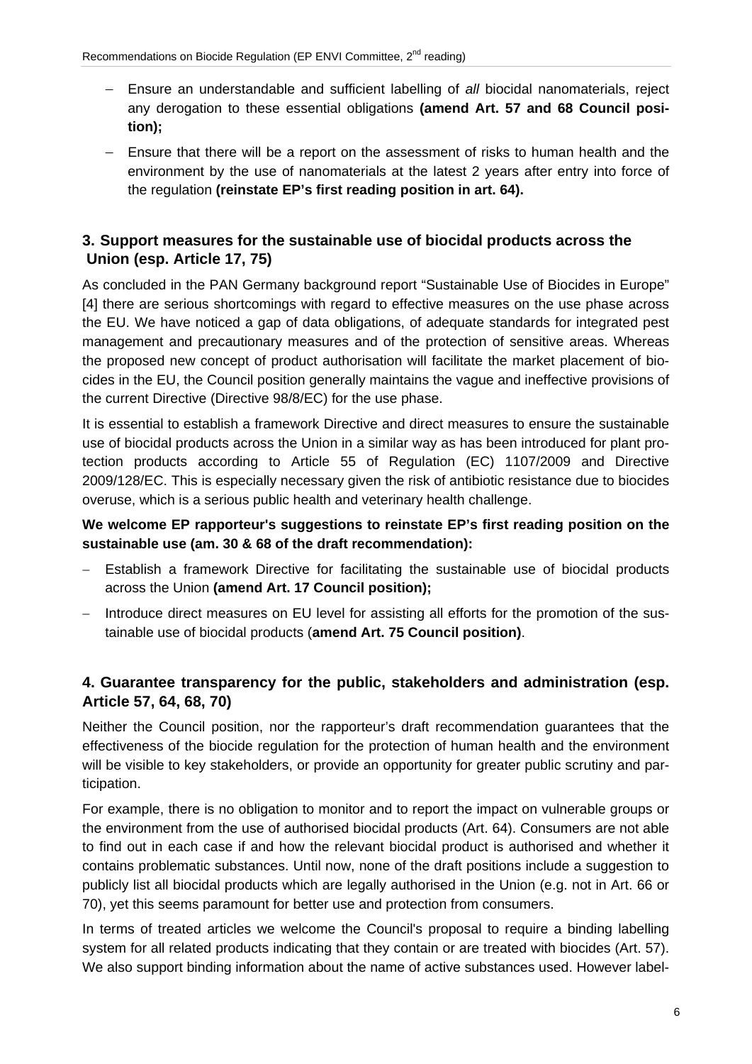- Ensure an understandable and sufficient labelling of *all* biocidal nanomaterials, reject any derogation to these essential obligations **(amend Art. 57 and 68 Council position);**
- Ensure that there will be a report on the assessment of risks to human health and the environment by the use of nanomaterials at the latest 2 years after entry into force of the regulation **(reinstate EP's first reading position in art. 64).**

### 3. Support measures for the sustainable use of biocidal products across the Union (esp. Article 17, 75)

As concluded in the PAN Germany background report "Sustainable Use of Biocides in Europe" [4] there are serious shortcomings with regard to effective measures on the use phase across the EU. We have noticed a gap of data obligations, of adequate standards for integrated pest management and precautionary measures and of the protection of sensitive areas. Whereas the proposed new concept of product authorisation will facilitate the market placement of biocides in the EU, the Council position generally maintains the vague and ineffective provisions of the current Directive (Directive 98/8/EC) for the use phase.

It is essential to establish a framework Directive and direct measures to ensure the sustainable use of biocidal products across the Union in a similar way as has been introduced for plant protection products according to Article 55 of Regulation (EC) 1107/2009 and Directive 2009/128/EC. This is especially necessary given the risk of antibiotic resistance due to biocides overuse, which is a serious public health and veterinary health challenge.

**We welcome EP rapporteur's suggestions to reinstate EP's first reading position on the sustainable use (am. 30 & 68 of the draft recommendation):**

- Establish a framework Directive for facilitating the sustainable use of biocidal products across the Union **(amend Art. 17 Council position);**
- Introduce direct measures on EU level for assisting all efforts for the promotion of the sustainable use of biocidal products (**amend Art. 75 Council position)**.

### 4. Guarantee transparency for the public, stakeholders and administration (esp. Article 57, 64, 68, 70)

Neither the Council position, nor the rapporteur's draft recommendation guarantees that the effectiveness of the biocide regulation for the protection of human health and the environment will be visible to key stakeholders, or provide an opportunity for greater public scrutiny and participation.

For example, there is no obligation to monitor and to report the impact on vulnerable groups or the environment from the use of authorised biocidal products (Art. 64). Consumers are not able to find out in each case if and how the relevant biocidal product is authorised and whether it contains problematic substances. Until now, none of the draft positions include a suggestion to publicly list all biocidal products which are legally authorised in the Union (e.g. not in Art. 66 or 70), yet this seems paramount for better use and protection from consumers.

In terms of treated articles we welcome the Council's proposal to require a binding labelling system for all related products indicating that they contain or are treated with biocides (Art. 57). We also support binding information about the name of active substances used. However label-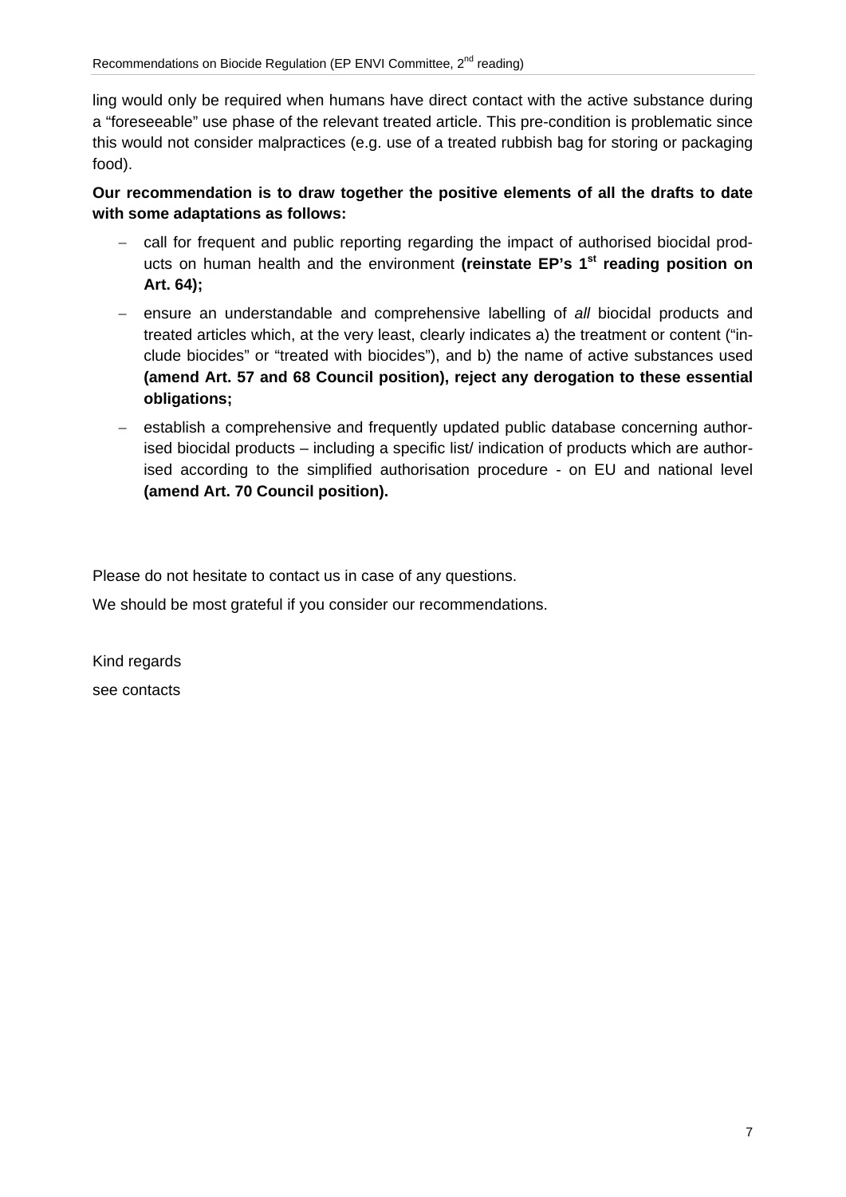ling would only be required when humans have direct contact with the active substance during a "foreseeable" use phase of the relevant treated article. This pre-condition is problematic since this would not consider malpractices (e.g. use of a treated rubbish bag for storing or packaging food).

**Our recommendation is to draw together the positive elements of all the drafts to date with some adaptations as follows:**

- call for frequent and public reporting regarding the impact of authorised biocidal products on human health and the environment **(reinstate EP's 1st reading position on Art. 64);**
- ensure an understandable and comprehensive labelling of *all* biocidal products and treated articles which, at the very least, clearly indicates a) the treatment or content ("include biocides" or "treated with biocides"), and b) the name of active substances used **(amend Art. 57 and 68 Council position), reject any derogation to these essential obligations;**
- establish a comprehensive and frequently updated public database concerning authorised biocidal products – including a specific list/ indication of products which are authorised according to the simplified authorisation procedure - on EU and national level **(amend Art. 70 Council position).**

Please do not hesitate to contact us in case of any questions.

We should be most grateful if you consider our recommendations.

Kind regards

see contacts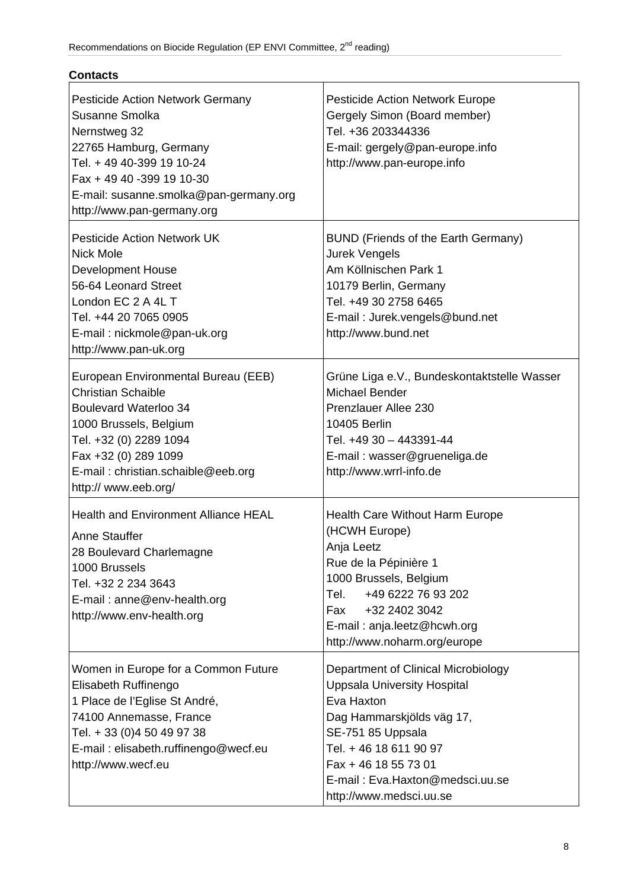**Contacts**

| | |
|---|---|
| Pesticide Action Network Germany<br>Susanne Smolka<br>Nernstweg 32<br>22765 Hamburg, Germany<br>Tel. + 49 40-399 19 10-24<br>Fax + 49 40 -399 19 10-30<br>E-mail: susanne.smolka@pan-germany.org<br>http://www.pan-germany.org | Pesticide Action Network Europe<br>Gergely Simon (Board member)<br>Tel. +36 203344336<br>E-mail: gergely@pan-europe.info<br>http://www.pan-europe.info |
| Pesticide Action Network UK<br>Nick Mole<br>Development House<br>56-64 Leonard Street<br>London EC 2 A 4L T<br>Tel. +44 20 7065 0905<br>E-mail : nickmole@pan-uk.org<br>http://www.pan-uk.org | BUND (Friends of the Earth Germany)<br>Jurek Vengels<br>Am Köllnischen Park 1<br>10179 Berlin, Germany<br>Tel. +49 30 2758 6465<br>E-mail : Jurek.vengels@bund.net<br>http://www.bund.net |
| European Environmental Bureau (EEB)<br>Christian Schaible<br>Boulevard Waterloo 34<br>1000 Brussels, Belgium<br>Tel. +32 (0) 2289 1094<br>Fax +32 (0) 289 1099<br>E-mail : christian.schaible@eeb.org<br>http:// www.eeb.org/ | Grüne Liga e.V., Bundeskontaktstelle Wasser<br>Michael Bender<br>Prenzlauer Allee 230<br>10405 Berlin<br>Tel. +49 30 – 443391-44<br>E-mail : wasser@grueneliga.de<br>http://www.wrrl-info.de |
| Health and Environment Alliance HEAL<br>Anne Stauffer<br>28 Boulevard Charlemagne<br>1000 Brussels<br>Tel. +32 2 234 3643<br>E-mail : anne@env-health.org<br>http://www.env-health.org | Health Care Without Harm Europe<br>(HCWH Europe)<br>Anja Leetz<br>Rue de la Pépinière 1<br>1000 Brussels, Belgium<br>Tel. +49 6222 76 93 202<br>Fax +32 2402 3042<br>E-mail : anja.leetz@hcwh.org<br>http://www.noharm.org/europe |
| Women in Europe for a Common Future<br>Elisabeth Ruffinengo<br>1 Place de l'Eglise St André,<br>74100 Annemasse, France<br>Tel. + 33 (0)4 50 49 97 38<br>E-mail : elisabeth.ruffinengo@wecf.eu<br>http://www.wecf.eu | Department of Clinical Microbiology<br>Uppsala University Hospital<br>Eva Haxton<br>Dag Hammarskjölds väg 17,<br>SE-751 85 Uppsala<br>Tel. + 46 18 611 90 97<br>Fax + 46 18 55 73 01<br>E-mail : Eva.Haxton@medsci.uu.se<br>http://www.medsci.uu.se |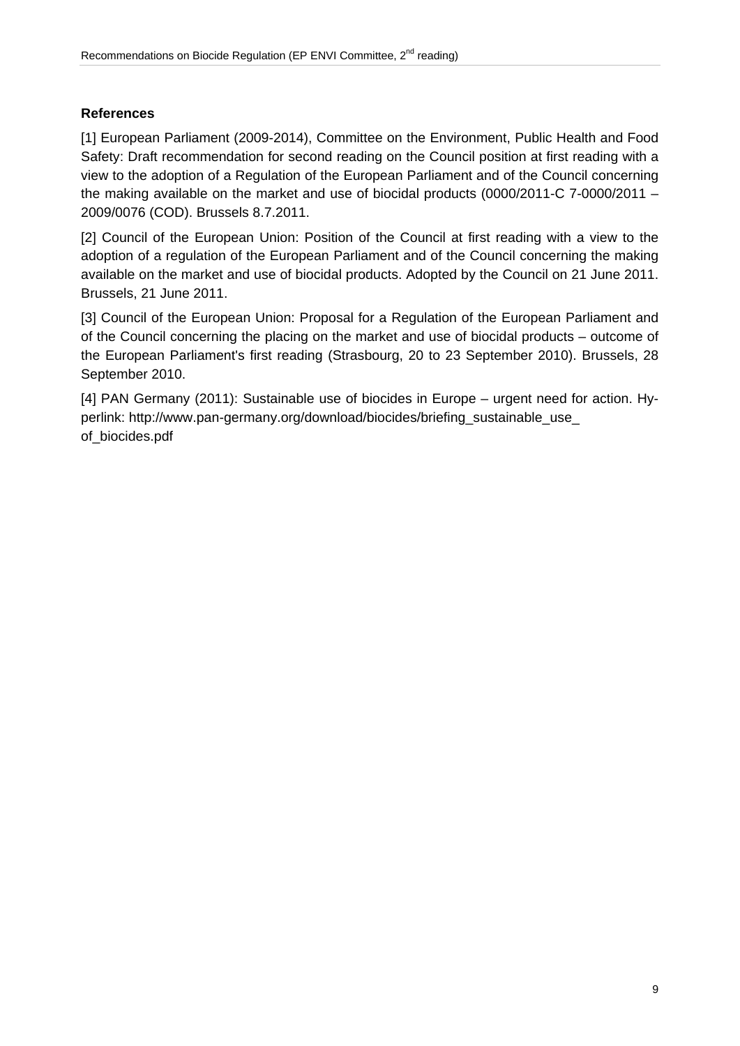**References**

[1] European Parliament (2009-2014), Committee on the Environment, Public Health and Food Safety: Draft recommendation for second reading on the Council position at first reading with a view to the adoption of a Regulation of the European Parliament and of the Council concerning the making available on the market and use of biocidal products (0000/2011-C 7-0000/2011 – 2009/0076 (COD). Brussels 8.7.2011.

[2] Council of the European Union: Position of the Council at first reading with a view to the adoption of a regulation of the European Parliament and of the Council concerning the making available on the market and use of biocidal products. Adopted by the Council on 21 June 2011. Brussels, 21 June 2011.

[3] Council of the European Union: Proposal for a Regulation of the European Parliament and of the Council concerning the placing on the market and use of biocidal products – outcome of the European Parliament's first reading (Strasbourg, 20 to 23 September 2010). Brussels, 28 September 2010.

[4] PAN Germany (2011): Sustainable use of biocides in Europe – urgent need for action. Hyperlink: http://www.pan-germany.org/download/biocides/briefing_sustainable_use_of_biocides.pdf